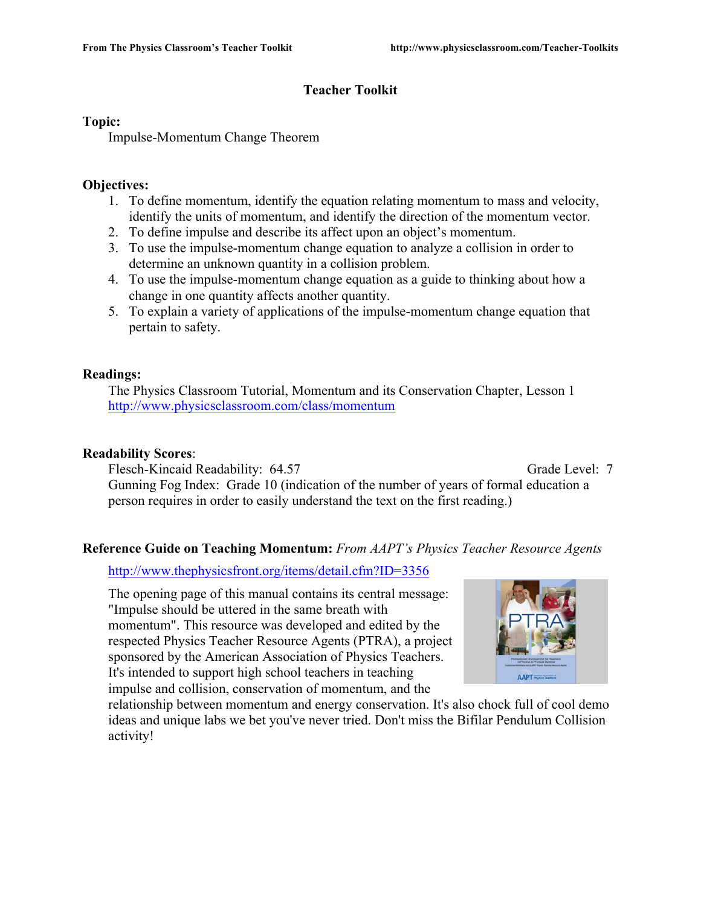# Teacher Toolkit

**Topic:**

Impulse-Momentum Change Theorem

**Objectives:**

1. To define momentum, identify the equation relating momentum to mass and velocity, identify the units of momentum, and identify the direction of the momentum vector.
2. To define impulse and describe its affect upon an object's momentum.
3. To use the impulse-momentum change equation to analyze a collision in order to determine an unknown quantity in a collision problem.
4. To use the impulse-momentum change equation as a guide to thinking about how a change in one quantity affects another quantity.
5. To explain a variety of applications of the impulse-momentum change equation that pertain to safety.

**Readings:**

The Physics Classroom Tutorial, Momentum and its Conservation Chapter, Lesson 1
http://www.physicsclassroom.com/class/momentum

**Readability Scores**:

Flesch-Kincaid Readability: 64.57 Grade Level: 7
Gunning Fog Index: Grade 10 (indication of the number of years of formal education a person requires in order to easily understand the text on the first reading.)

**Reference Guide on Teaching Momentum:** *From AAPT's Physics Teacher Resource Agents*

http://www.thephysicsfront.org/items/detail.cfm?ID=3356

The opening page of this manual contains its central message: "Impulse should be uttered in the same breath with momentum". This resource was developed and edited by the respected Physics Teacher Resource Agents (PTRA), a project sponsored by the American Association of Physics Teachers. It's intended to support high school teachers in teaching impulse and collision, conservation of momentum, and the relationship between momentum and energy conservation. It's also chock full of cool demo ideas and unique labs we bet you've never tried. Don't miss the Bifilar Pendulum Collision activity!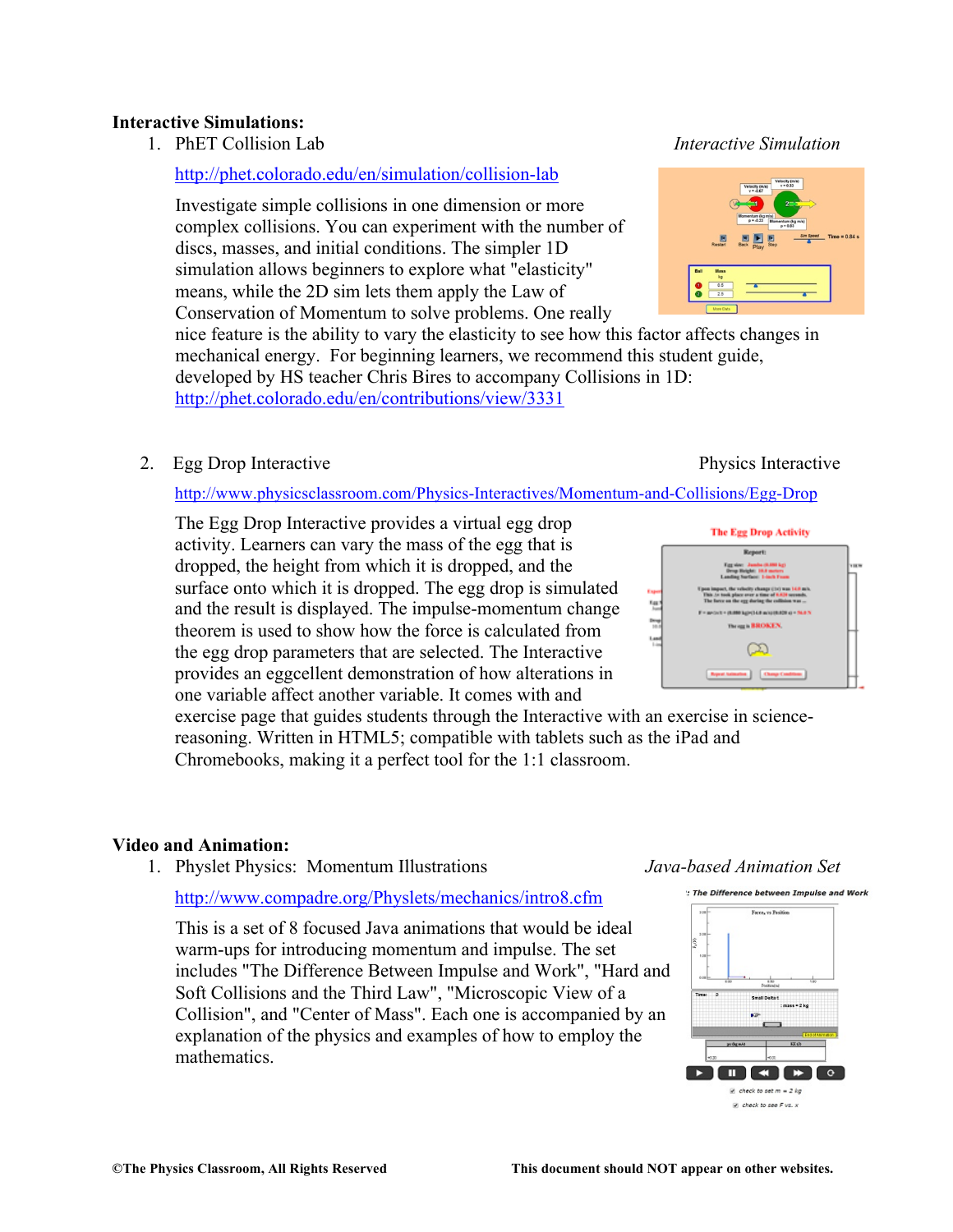**Interactive Simulations:**

1. PhET Collision Lab *Interactive Simulation*

   http://phet.colorado.edu/en/simulation/collision-lab

   Investigate simple collisions in one dimension or more complex collisions. You can experiment with the number of discs, masses, and initial conditions. The simpler 1D simulation allows beginners to explore what "elasticity" means, while the 2D sim lets them apply the Law of Conservation of Momentum to solve problems. One really nice feature is the ability to vary the elasticity to see how this factor affects changes in mechanical energy. For beginning learners, we recommend this student guide, developed by HS teacher Chris Bires to accompany Collisions in 1D: http://phet.colorado.edu/en/contributions/view/3331

2. Egg Drop Interactive Physics Interactive

   http://www.physicsclassroom.com/Physics-Interactives/Momentum-and-Collisions/Egg-Drop

   The Egg Drop Interactive provides a virtual egg drop activity. Learners can vary the mass of the egg that is dropped, the height from which it is dropped, and the surface onto which it is dropped. The egg drop is simulated and the result is displayed. The impulse-momentum change theorem is used to show how the force is calculated from the egg drop parameters that are selected. The Interactive provides an eggcellent demonstration of how alterations in one variable affect another variable. It comes with and exercise page that guides students through the Interactive with an exercise in science-reasoning. Written in HTML5; compatible with tablets such as the iPad and Chromebooks, making it a perfect tool for the 1:1 classroom.

**Video and Animation:**

1. Physlet Physics: Momentum Illustrations *Java-based Animation Set*

   http://www.compadre.org/Physlets/mechanics/intro8.cfm

   This is a set of 8 focused Java animations that would be ideal warm-ups for introducing momentum and impulse. The set includes "The Difference Between Impulse and Work", "Hard and Soft Collisions and the Third Law", "Microscopic View of a Collision", and "Center of Mass". Each one is accompanied by an explanation of the physics and examples of how to employ the mathematics.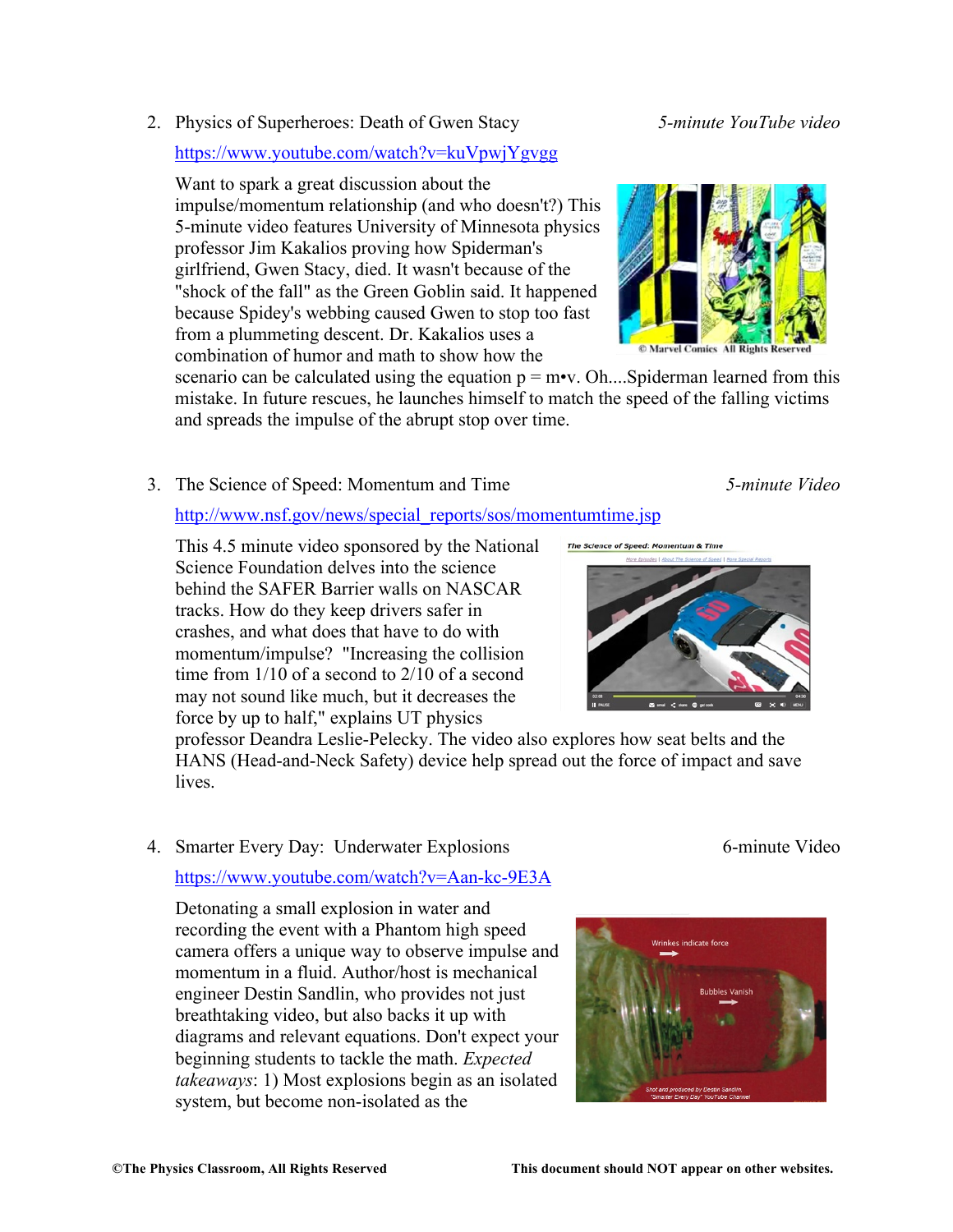2. Physics of Superheroes: Death of Gwen Stacy *5-minute YouTube video*

   https://www.youtube.com/watch?v=kuVpwjYgvgg

   Want to spark a great discussion about the impulse/momentum relationship (and who doesn't?) This 5-minute video features University of Minnesota physics professor Jim Kakalios proving how Spiderman's girlfriend, Gwen Stacy, died. It wasn't because of the "shock of the fall" as the Green Goblin said. It happened because Spidey's webbing caused Gwen to stop too fast from a plummeting descent. Dr. Kakalios uses a combination of humor and math to show how the scenario can be calculated using the equation $p = m \cdot v$. Oh....Spiderman learned from this mistake. In future rescues, he launches himself to match the speed of the falling victims and spreads the impulse of the abrupt stop over time.

   © Marvel Comics All Rights Reserved

3. The Science of Speed: Momentum and Time *5-minute Video*

   http://www.nsf.gov/news/special_reports/sos/momentumtime.jsp

   This 4.5 minute video sponsored by the National Science Foundation delves into the science behind the SAFER Barrier walls on NASCAR tracks. How do they keep drivers safer in crashes, and what does that have to do with momentum/impulse? "Increasing the collision time from 1/10 of a second to 2/10 of a second may not sound like much, but it decreases the force by up to half," explains UT physics professor Deandra Leslie-Pelecky. The video also explores how seat belts and the HANS (Head-and-Neck Safety) device help spread out the force of impact and save lives.

4. Smarter Every Day: Underwater Explosions 6-minute Video

   https://www.youtube.com/watch?v=Aan-kc-9E3A

   Detonating a small explosion in water and recording the event with a Phantom high speed camera offers a unique way to observe impulse and momentum in a fluid. Author/host is mechanical engineer Destin Sandlin, who provides not just breathtaking video, but also backs it up with diagrams and relevant equations. Don't expect your beginning students to tackle the math. *Expected takeaways*: 1) Most explosions begin as an isolated system, but become non-isolated as the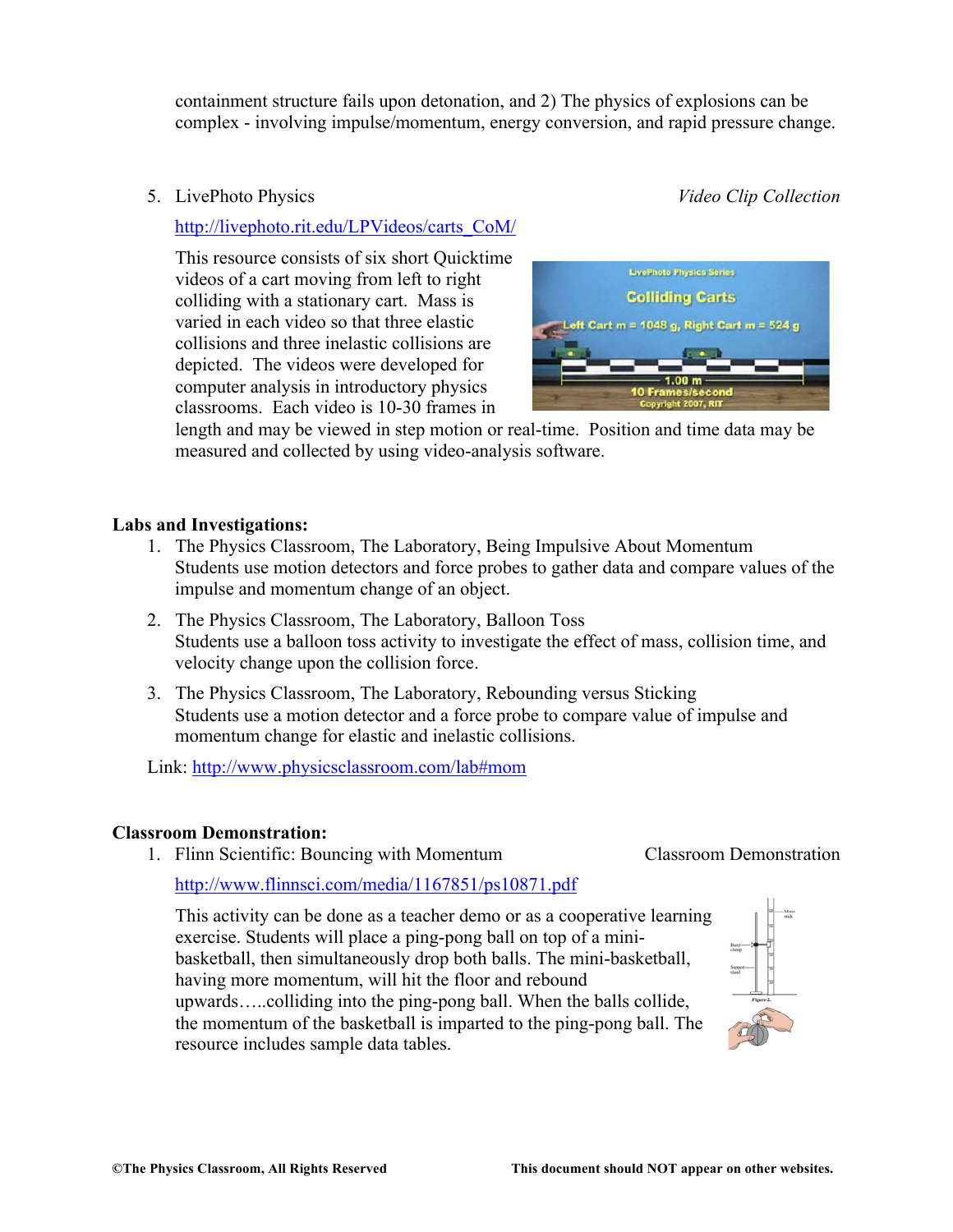containment structure fails upon detonation, and 2) The physics of explosions can be complex - involving impulse/momentum, energy conversion, and rapid pressure change.

5. LivePhoto Physics *Video Clip Collection*

   http://livephoto.rit.edu/LPVideos/carts_CoM/

   This resource consists of six short Quicktime videos of a cart moving from left to right colliding with a stationary cart. Mass is varied in each video so that three elastic collisions and three inelastic collisions are depicted. The videos were developed for computer analysis in introductory physics classrooms. Each video is 10-30 frames in length and may be viewed in step motion or real-time. Position and time data may be measured and collected by using video-analysis software.

**Labs and Investigations:**

1. The Physics Classroom, The Laboratory, Being Impulsive About Momentum
   Students use motion detectors and force probes to gather data and compare values of the impulse and momentum change of an object.
2. The Physics Classroom, The Laboratory, Balloon Toss
   Students use a balloon toss activity to investigate the effect of mass, collision time, and velocity change upon the collision force.
3. The Physics Classroom, The Laboratory, Rebounding versus Sticking
   Students use a motion detector and a force probe to compare value of impulse and momentum change for elastic and inelastic collisions.

Link: http://www.physicsclassroom.com/lab#mom

**Classroom Demonstration:**

1. Flinn Scientific: Bouncing with Momentum Classroom Demonstration

   http://www.flinnsci.com/media/1167851/ps10871.pdf

   This activity can be done as a teacher demo or as a cooperative learning exercise. Students will place a ping-pong ball on top of a mini-basketball, then simultaneously drop both balls. The mini-basketball, having more momentum, will hit the floor and rebound upwards…..colliding into the ping-pong ball. When the balls collide, the momentum of the basketball is imparted to the ping-pong ball. The resource includes sample data tables.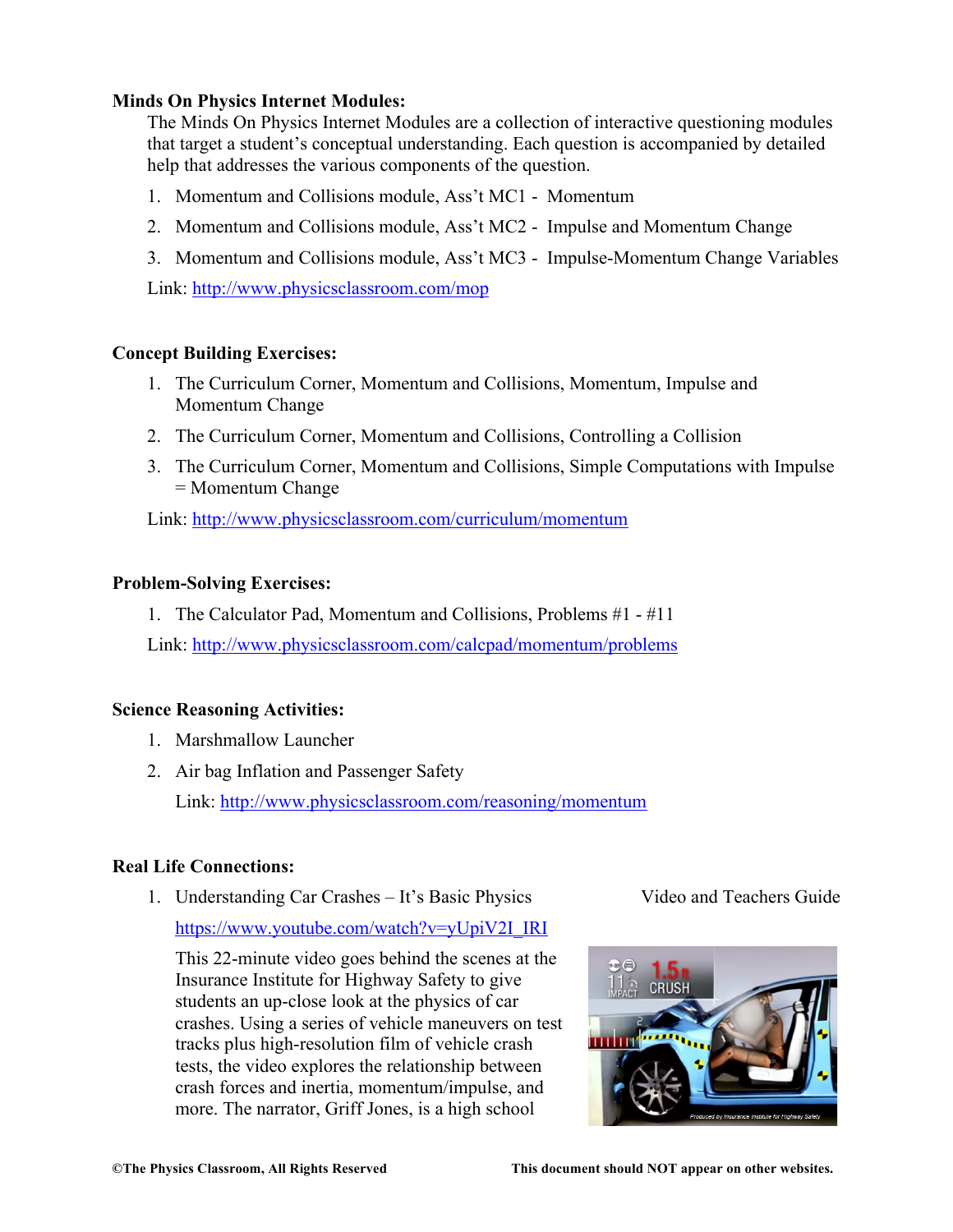**Minds On Physics Internet Modules:**

The Minds On Physics Internet Modules are a collection of interactive questioning modules that target a student's conceptual understanding. Each question is accompanied by detailed help that addresses the various components of the question.

1. Momentum and Collisions module, Ass't MC1 - Momentum
2. Momentum and Collisions module, Ass't MC2 - Impulse and Momentum Change
3. Momentum and Collisions module, Ass't MC3 - Impulse-Momentum Change Variables

Link: http://www.physicsclassroom.com/mop

**Concept Building Exercises:**

1. The Curriculum Corner, Momentum and Collisions, Momentum, Impulse and Momentum Change
2. The Curriculum Corner, Momentum and Collisions, Controlling a Collision
3. The Curriculum Corner, Momentum and Collisions, Simple Computations with Impulse = Momentum Change

Link: http://www.physicsclassroom.com/curriculum/momentum

**Problem-Solving Exercises:**

1. The Calculator Pad, Momentum and Collisions, Problems #1 - #11

Link: http://www.physicsclassroom.com/calcpad/momentum/problems

**Science Reasoning Activities:**

1. Marshmallow Launcher
2. Air bag Inflation and Passenger Safety

   Link: http://www.physicsclassroom.com/reasoning/momentum

**Real Life Connections:**

1. Understanding Car Crashes – It's Basic Physics — Video and Teachers Guide

   https://www.youtube.com/watch?v=yUpiV2I_IRI

   This 22-minute video goes behind the scenes at the Insurance Institute for Highway Safety to give students an up-close look at the physics of car crashes. Using a series of vehicle maneuvers on test tracks plus high-resolution film of vehicle crash tests, the video explores the relationship between crash forces and inertia, momentum/impulse, and more. The narrator, Griff Jones, is a high school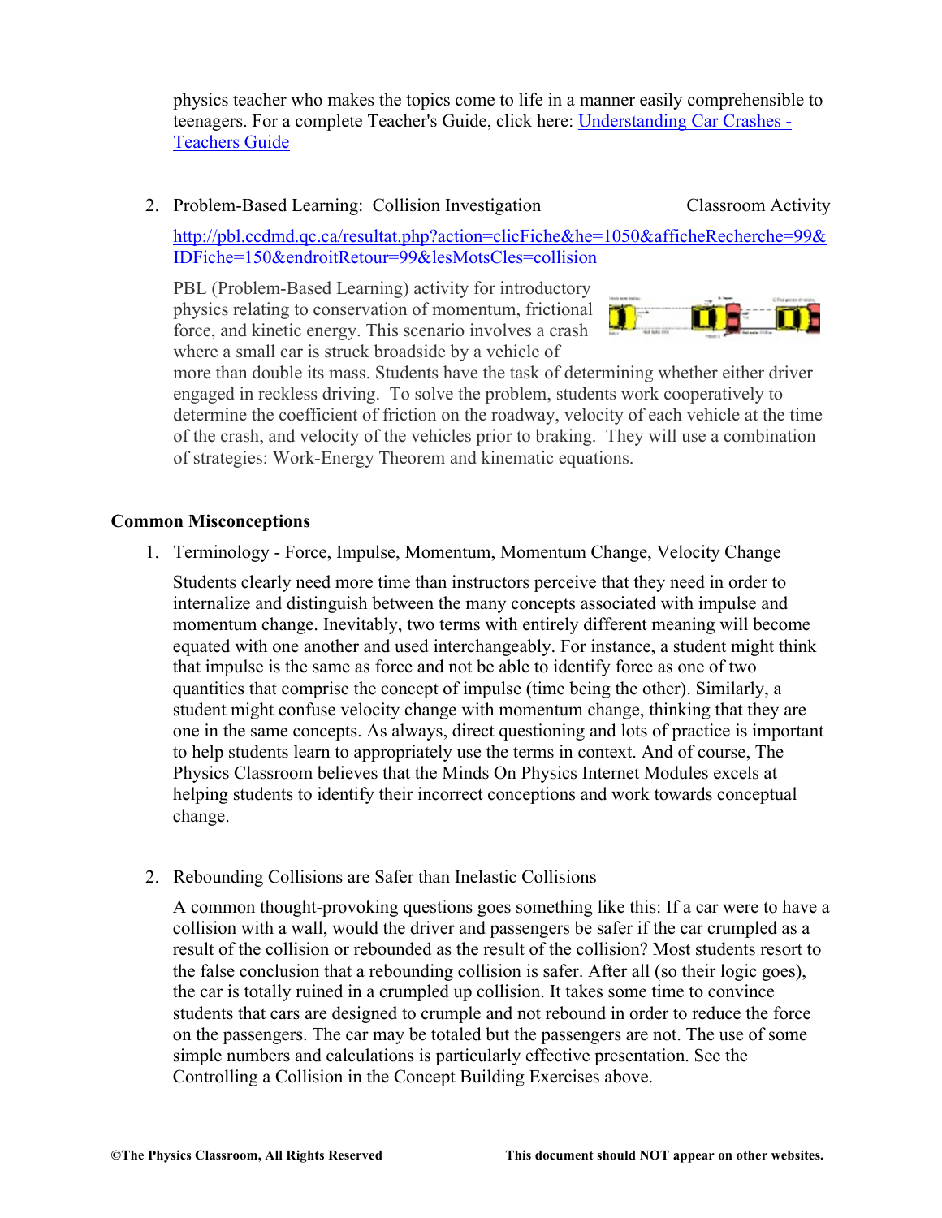physics teacher who makes the topics come to life in a manner easily comprehensible to teenagers. For a complete Teacher's Guide, click here: [Understanding Car Crashes - Teachers Guide]

2. Problem-Based Learning: Collision Investigation — Classroom Activity

   http://pbl.ccdmd.qc.ca/resultat.php?action=clicFiche&he=1050&afficheRecherche=99&IDFiche=150&endroitRetour=99&lesMotsCles=collision

   PBL (Problem-Based Learning) activity for introductory physics relating to conservation of momentum, frictional force, and kinetic energy. This scenario involves a crash where a small car is struck broadside by a vehicle of more than double its mass. Students have the task of determining whether either driver engaged in reckless driving. To solve the problem, students work cooperatively to determine the coefficient of friction on the roadway, velocity of each vehicle at the time of the crash, and velocity of the vehicles prior to braking. They will use a combination of strategies: Work-Energy Theorem and kinematic equations.

## Common Misconceptions

1. Terminology - Force, Impulse, Momentum, Momentum Change, Velocity Change

   Students clearly need more time than instructors perceive that they need in order to internalize and distinguish between the many concepts associated with impulse and momentum change. Inevitably, two terms with entirely different meaning will become equated with one another and used interchangeably. For instance, a student might think that impulse is the same as force and not be able to identify force as one of two quantities that comprise the concept of impulse (time being the other). Similarly, a student might confuse velocity change with momentum change, thinking that they are one in the same concepts. As always, direct questioning and lots of practice is important to help students learn to appropriately use the terms in context. And of course, The Physics Classroom believes that the Minds On Physics Internet Modules excels at helping students to identify their incorrect conceptions and work towards conceptual change.

2. Rebounding Collisions are Safer than Inelastic Collisions

   A common thought-provoking questions goes something like this: If a car were to have a collision with a wall, would the driver and passengers be safer if the car crumpled as a result of the collision or rebounded as the result of the collision? Most students resort to the false conclusion that a rebounding collision is safer. After all (so their logic goes), the car is totally ruined in a crumpled up collision. It takes some time to convince students that cars are designed to crumple and not rebound in order to reduce the force on the passengers. The car may be totaled but the passengers are not. The use of some simple numbers and calculations is particularly effective presentation. See the Controlling a Collision in the Concept Building Exercises above.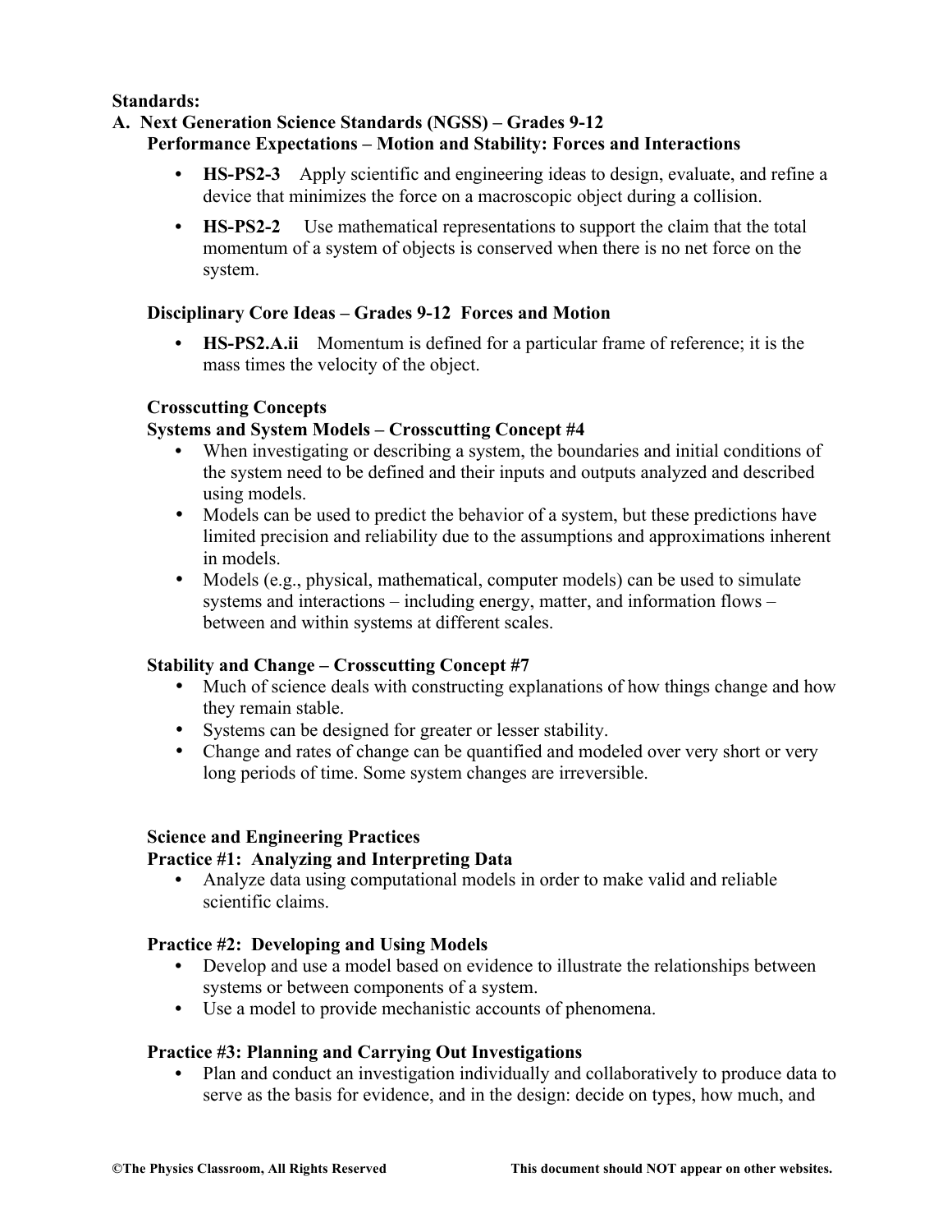**Standards:**

**A. Next Generation Science Standards (NGSS) – Grades 9-12**
**Performance Expectations – Motion and Stability: Forces and Interactions**

- **HS-PS2-3** Apply scientific and engineering ideas to design, evaluate, and refine a device that minimizes the force on a macroscopic object during a collision.
- **HS-PS2-2** Use mathematical representations to support the claim that the total momentum of a system of objects is conserved when there is no net force on the system.

**Disciplinary Core Ideas – Grades 9-12 Forces and Motion**

- **HS-PS2.A.ii** Momentum is defined for a particular frame of reference; it is the mass times the velocity of the object.

**Crosscutting Concepts**

**Systems and System Models – Crosscutting Concept #4**

- When investigating or describing a system, the boundaries and initial conditions of the system need to be defined and their inputs and outputs analyzed and described using models.
- Models can be used to predict the behavior of a system, but these predictions have limited precision and reliability due to the assumptions and approximations inherent in models.
- Models (e.g., physical, mathematical, computer models) can be used to simulate systems and interactions – including energy, matter, and information flows – between and within systems at different scales.

**Stability and Change – Crosscutting Concept #7**

- Much of science deals with constructing explanations of how things change and how they remain stable.
- Systems can be designed for greater or lesser stability.
- Change and rates of change can be quantified and modeled over very short or very long periods of time. Some system changes are irreversible.

**Science and Engineering Practices**

**Practice #1: Analyzing and Interpreting Data**

- Analyze data using computational models in order to make valid and reliable scientific claims.

**Practice #2: Developing and Using Models**

- Develop and use a model based on evidence to illustrate the relationships between systems or between components of a system.
- Use a model to provide mechanistic accounts of phenomena.

**Practice #3: Planning and Carrying Out Investigations**

- Plan and conduct an investigation individually and collaboratively to produce data to serve as the basis for evidence, and in the design: decide on types, how much, and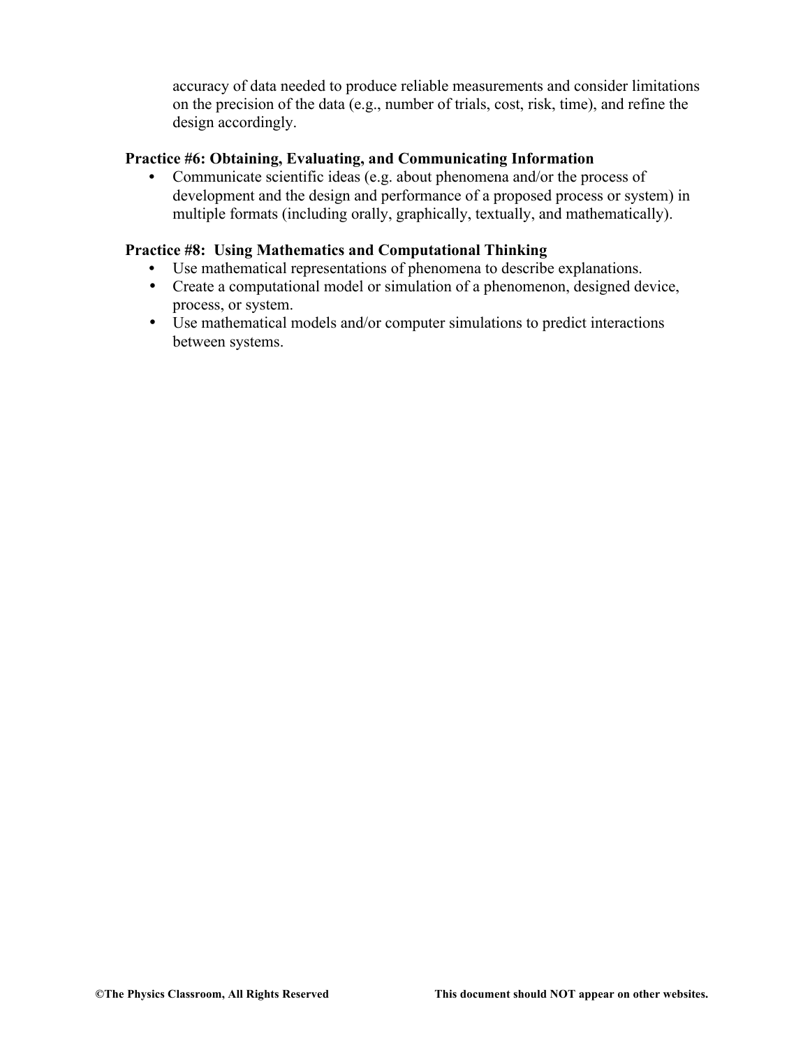accuracy of data needed to produce reliable measurements and consider limitations on the precision of the data (e.g., number of trials, cost, risk, time), and refine the design accordingly.

**Practice #6: Obtaining, Evaluating, and Communicating Information**

- Communicate scientific ideas (e.g. about phenomena and/or the process of development and the design and performance of a proposed process or system) in multiple formats (including orally, graphically, textually, and mathematically).

**Practice #8: Using Mathematics and Computational Thinking**

- Use mathematical representations of phenomena to describe explanations.
- Create a computational model or simulation of a phenomenon, designed device, process, or system.
- Use mathematical models and/or computer simulations to predict interactions between systems.